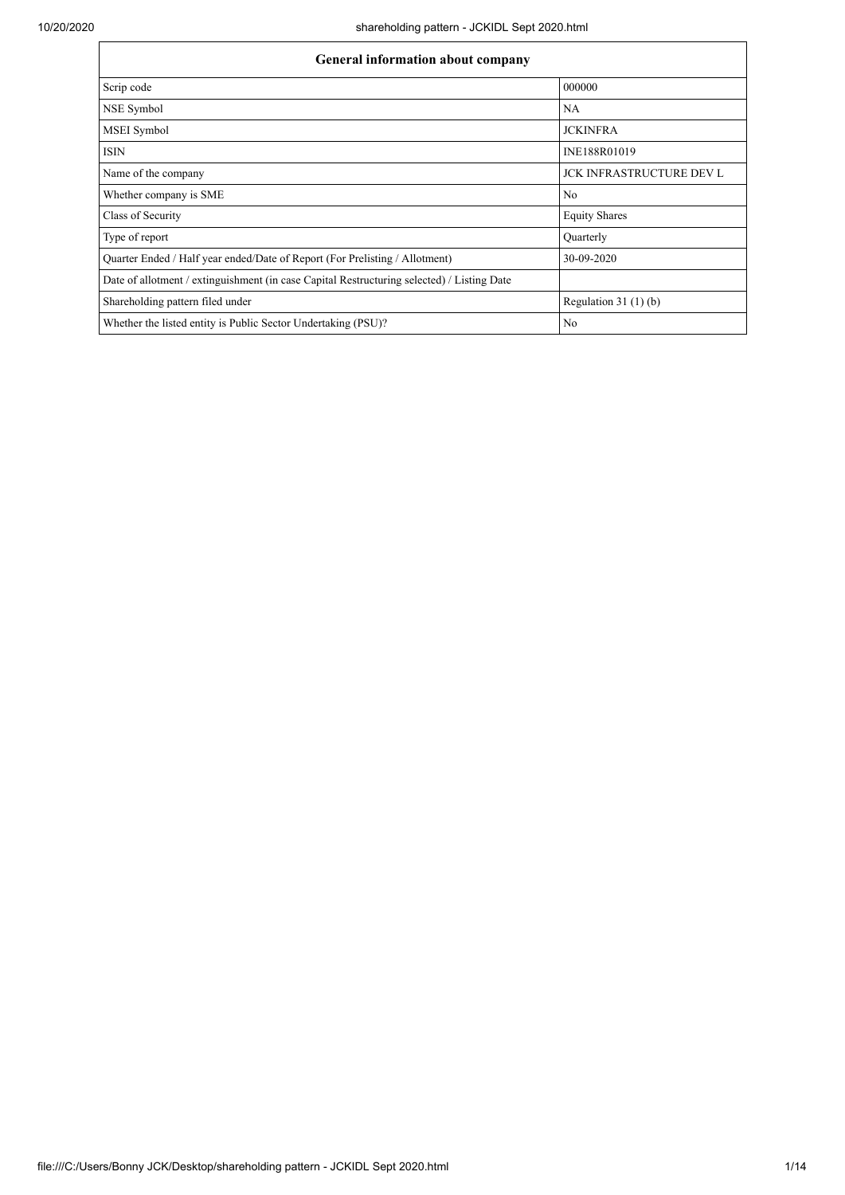| General information about company | |
|---|---|
| Scrip code | 000000 |
| NSE Symbol | NA |
| MSEI Symbol | JCKINFRA |
| ISIN | INE188R01019 |
| Name of the company | JCK INFRASTRUCTURE DEV L |
| Whether company is SME | No |
| Class of Security | Equity Shares |
| Type of report | Quarterly |
| Quarter Ended / Half year ended/Date of Report (For Prelisting / Allotment) | 30-09-2020 |
| Date of allotment / extinguishment (in case Capital Restructuring selected) / Listing Date | |
| Shareholding pattern filed under | Regulation 31 (1) (b) |
| Whether the listed entity is Public Sector Undertaking (PSU)? | No |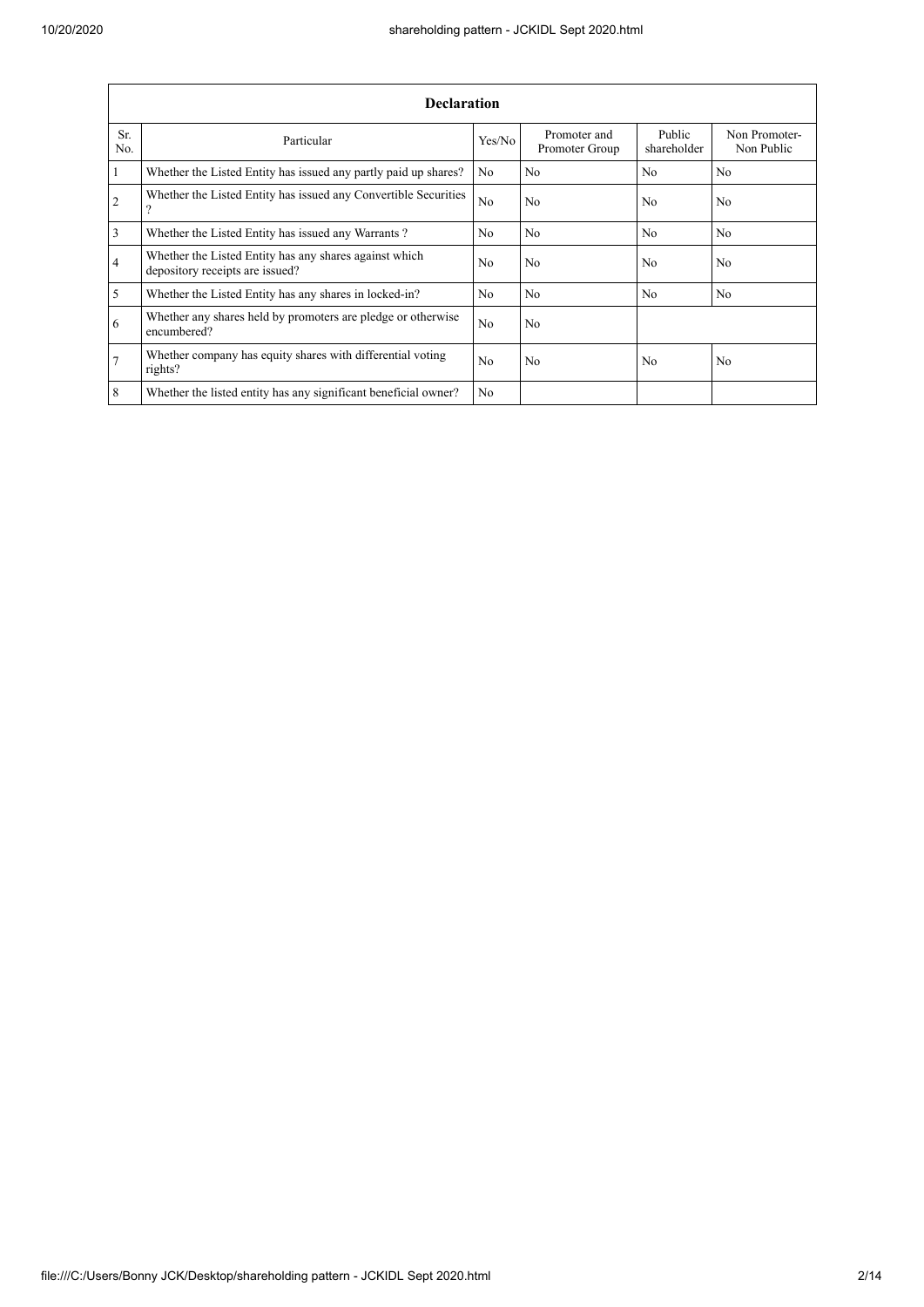| Declaration | | | | | |
|---|---|---|---|---|---|
| Sr. No. | Particular | Yes/No | Promoter and Promoter Group | Public shareholder | Non Promoter- Non Public |
| 1 | Whether the Listed Entity has issued any partly paid up shares? | No | No | No | No |
| 2 | Whether the Listed Entity has issued any Convertible Securities ? | No | No | No | No |
| 3 | Whether the Listed Entity has issued any Warrants ? | No | No | No | No |
| 4 | Whether the Listed Entity has any shares against which depository receipts are issued? | No | No | No | No |
| 5 | Whether the Listed Entity has any shares in locked-in? | No | No | No | No |
| 6 | Whether any shares held by promoters are pledge or otherwise encumbered? | No | No | | |
| 7 | Whether company has equity shares with differential voting rights? | No | No | No | No |
| 8 | Whether the listed entity has any significant beneficial owner? | No | | | |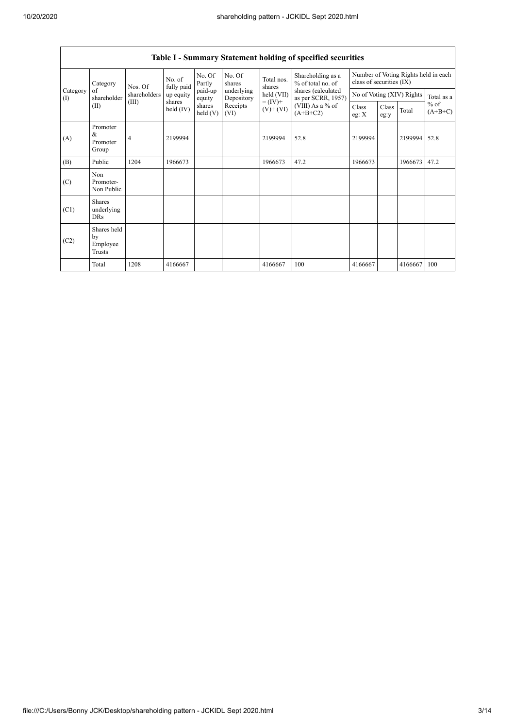| Table I - Summary Statement holding of specified securities | | | | | | | | | | | | |
|---|---|---|---|---|---|---|---|---|---|---|---|---|
| Category (I) | Category of shareholder (II) | Nos. Of shareholders (III) | No. of fully paid up equity shares held (IV) | No. Of Partly paid-up equity shares held (V) | No. Of shares underlying Depository Receipts (VI) | Total nos. shares held (VII) = (IV)+ (V)+ (VI) | Shareholding as a % of total no. of shares (calculated as per SCRR, 1957) (VIII) As a % of (A+B+C2) | Number of Voting Rights held in each class of securities (IX) | | | |
| | | | | | | | | No of Voting (XIV) Rights | | | Total as a % of (A+B+C) |
| | | | | | | | | Class eg: X | Class eg:y | Total | |
| (A) | Promoter & Promoter Group | 4 | 2199994 | | | 2199994 | 52.8 | 2199994 | | 2199994 | 52.8 |
| (B) | Public | 1204 | 1966673 | | | 1966673 | 47.2 | 1966673 | | 1966673 | 47.2 |
| (C) | Non Promoter- Non Public | | | | | | | | | | |
| (C1) | Shares underlying DRs | | | | | | | | | | |
| (C2) | Shares held by Employee Trusts | | | | | | | | | | |
| | Total | 1208 | 4166667 | | | 4166667 | 100 | 4166667 | | 4166667 | 100 |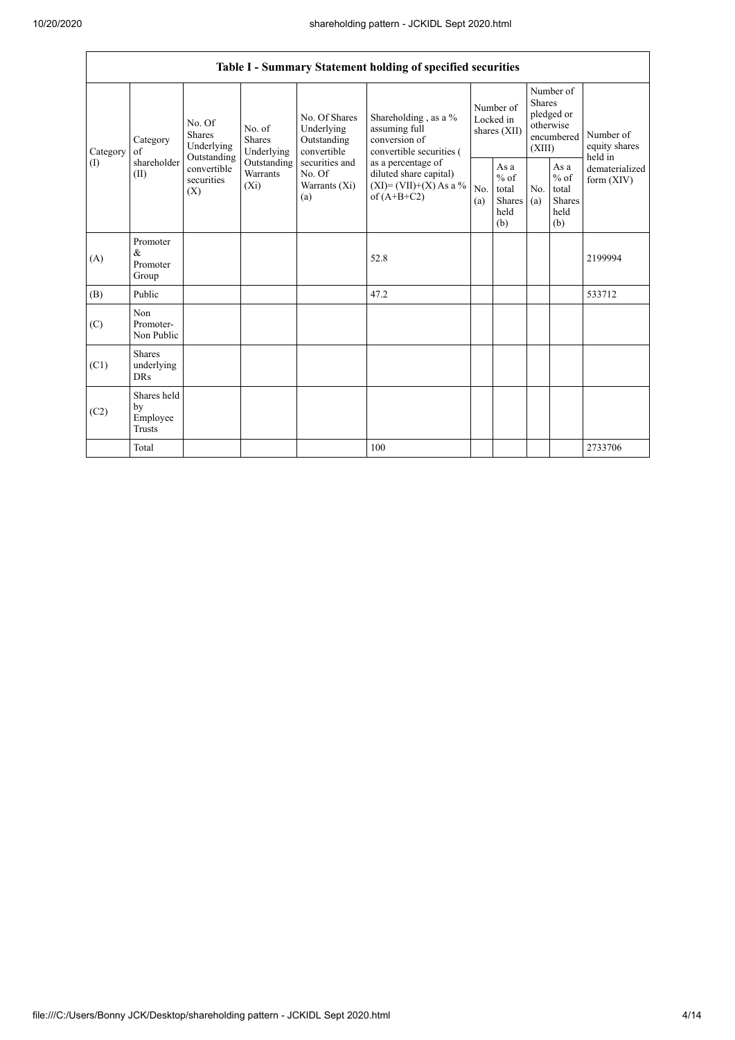| Table I - Summary Statement holding of specified securities | | | | | | | | | | | |
|---|---|---|---|---|---|---|---|---|---|---|---|
| Category (I) | Category of shareholder (II) | No. Of Shares Underlying Outstanding convertible securities (X) | No. of Shares Underlying Outstanding Warrants (Xi) | No. Of Shares Underlying Outstanding convertible securities and No. Of Warrants (Xi) (a) | Shareholding , as a % assuming full conversion of convertible securities ( as a percentage of diluted share capital) (XI)= (VII)+(X) As a % of (A+B+C2) | Number of Locked in shares (XII) | | Number of Shares pledged or otherwise encumbered (XIII) | | Number of equity shares held in dematerialized form (XIV) |
| | | | | | | No. (a) | As a % of total Shares held (b) | No. (a) | As a % of total Shares held (b) | |
| (A) | Promoter & Promoter Group | | | | 52.8 | | | | | 2199994 |
| (B) | Public | | | | 47.2 | | | | | 533712 |
| (C) | Non Promoter- Non Public | | | | | | | | | |
| (C1) | Shares underlying DRs | | | | | | | | | |
| (C2) | Shares held by Employee Trusts | | | | | | | | | |
| | Total | | | | 100 | | | | | 2733706 |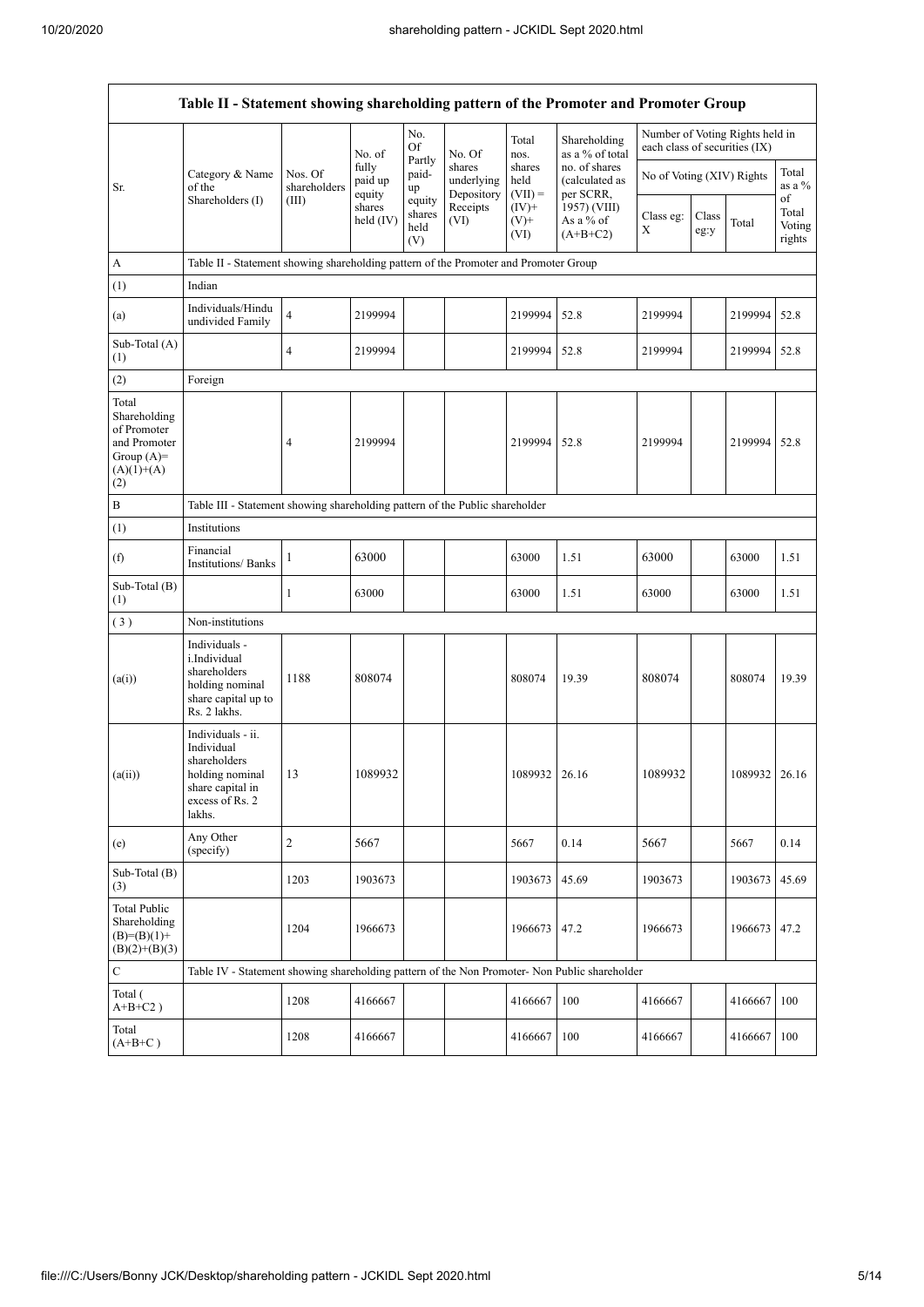| Table II - Statement showing shareholding pattern of the Promoter and Promoter Group | | | | | | | | | | | |
|---|---|---|---|---|---|---|---|---|---|---|---|
| Sr. | Category & Name of the Shareholders (I) | Nos. Of shareholders (III) | No. of fully paid up equity shares held (IV) | No. Of Partly paid-up equity shares held (V) | No. Of shares underlying Depository Receipts (VI) | Total nos. shares held (VII) = (IV)+ (V)+ (VI) | Shareholding as a % of total no. of shares (calculated as per SCRR, 1957) (VIII) As a % of (A+B+C2) | Number of Voting Rights held in each class of securities (IX) | | | |
| | | | | | | | | No of Voting (XIV) Rights | | | Total as a % of Total Voting rights |
| | | | | | | | | Class eg: X | Class eg:y | Total | |
| A | Table II - Statement showing shareholding pattern of the Promoter and Promoter Group | | | | | | | | | | |
| (1) | Indian | | | | | | | | | | |
| (a) | Individuals/Hindu undivided Family | 4 | 2199994 | | | 2199994 | 52.8 | 2199994 | | 2199994 | 52.8 |
| Sub-Total (A) (1) | | 4 | 2199994 | | | 2199994 | 52.8 | 2199994 | | 2199994 | 52.8 |
| (2) | Foreign | | | | | | | | | | |
| Total Shareholding of Promoter and Promoter Group (A)= (A)(1)+(A)(2) | | 4 | 2199994 | | | 2199994 | 52.8 | 2199994 | | 2199994 | 52.8 |
| B | Table III - Statement showing shareholding pattern of the Public shareholder | | | | | | | | | | |
| (1) | Institutions | | | | | | | | | | |
| (f) | Financial Institutions/ Banks | 1 | 63000 | | | 63000 | 1.51 | 63000 | | 63000 | 1.51 |
| Sub-Total (B) (1) | | 1 | 63000 | | | 63000 | 1.51 | 63000 | | 63000 | 1.51 |
| (3) | Non-institutions | | | | | | | | | | |
| (a(i)) | Individuals - i.Individual shareholders holding nominal share capital up to Rs. 2 lakhs. | 1188 | 808074 | | | 808074 | 19.39 | 808074 | | 808074 | 19.39 |
| (a(ii)) | Individuals - ii. Individual shareholders holding nominal share capital in excess of Rs. 2 lakhs. | 13 | 1089932 | | | 1089932 | 26.16 | 1089932 | | 1089932 | 26.16 |
| (e) | Any Other (specify) | 2 | 5667 | | | 5667 | 0.14 | 5667 | | 5667 | 0.14 |
| Sub-Total (B) (3) | | 1203 | 1903673 | | | 1903673 | 45.69 | 1903673 | | 1903673 | 45.69 |
| Total Public Shareholding (B)=(B)(1)+(B)(2)+(B)(3) | | 1204 | 1966673 | | | 1966673 | 47.2 | 1966673 | | 1966673 | 47.2 |
| C | Table IV - Statement showing shareholding pattern of the Non Promoter- Non Public shareholder | | | | | | | | | | |
| Total ( A+B+C2 ) | | 1208 | 4166667 | | | 4166667 | 100 | 4166667 | | 4166667 | 100 |
| Total (A+B+C ) | | 1208 | 4166667 | | | 4166667 | 100 | 4166667 | | 4166667 | 100 |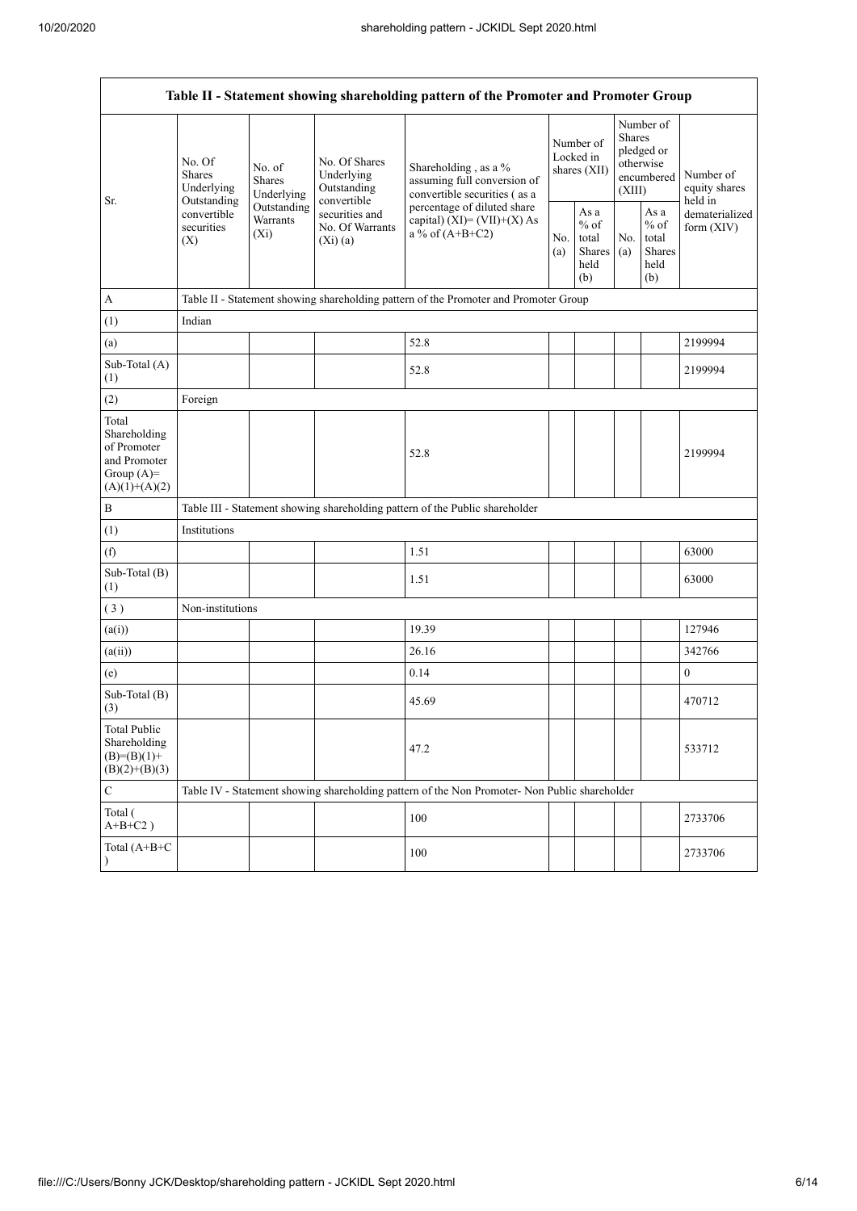| Table II - Statement showing shareholding pattern of the Promoter and Promoter Group | | | | | | | | | |
|---|---|---|---|---|---|---|---|---|---|
| Sr. | No. Of Shares Underlying Outstanding convertible securities (X) | No. of Shares Underlying Outstanding Warrants (Xi) | No. Of Shares Underlying Outstanding convertible securities and No. Of Warrants (Xi) (a) | Shareholding , as a % assuming full conversion of convertible securities ( as a percentage of diluted share capital) (XI)= (VII)+(X) As a % of (A+B+C2) | Number of Locked in shares (XII) | | Number of Shares pledged or otherwise encumbered (XIII) | | Number of equity shares held in dematerialized form (XIV) |
| | | | | | No. (a) | As a % of total Shares held (b) | No. (a) | As a % of total Shares held (b) | |
| A | Table II - Statement showing shareholding pattern of the Promoter and Promoter Group | | | | | | | | |
| (1) | Indian | | | | | | | | |
| (a) | | | | 52.8 | | | | | 2199994 |
| Sub-Total (A) (1) | | | | 52.8 | | | | | 2199994 |
| (2) | Foreign | | | | | | | | |
| Total Shareholding of Promoter and Promoter Group (A)= (A)(1)+(A)(2) | | | | 52.8 | | | | | 2199994 |
| B | Table III - Statement showing shareholding pattern of the Public shareholder | | | | | | | | |
| (1) | Institutions | | | | | | | | |
| (f) | | | | 1.51 | | | | | 63000 |
| Sub-Total (B) (1) | | | | 1.51 | | | | | 63000 |
| ( 3 ) | Non-institutions | | | | | | | | |
| (a(i)) | | | | 19.39 | | | | | 127946 |
| (a(ii)) | | | | 26.16 | | | | | 342766 |
| (e) | | | | 0.14 | | | | | 0 |
| Sub-Total (B) (3) | | | | 45.69 | | | | | 470712 |
| Total Public Shareholding (B)=(B)(1)+ (B)(2)+(B)(3) | | | | 47.2 | | | | | 533712 |
| C | Table IV - Statement showing shareholding pattern of the Non Promoter- Non Public shareholder | | | | | | | | |
| Total ( A+B+C2 ) | | | | 100 | | | | | 2733706 |
| Total (A+B+C ) | | | | 100 | | | | | 2733706 |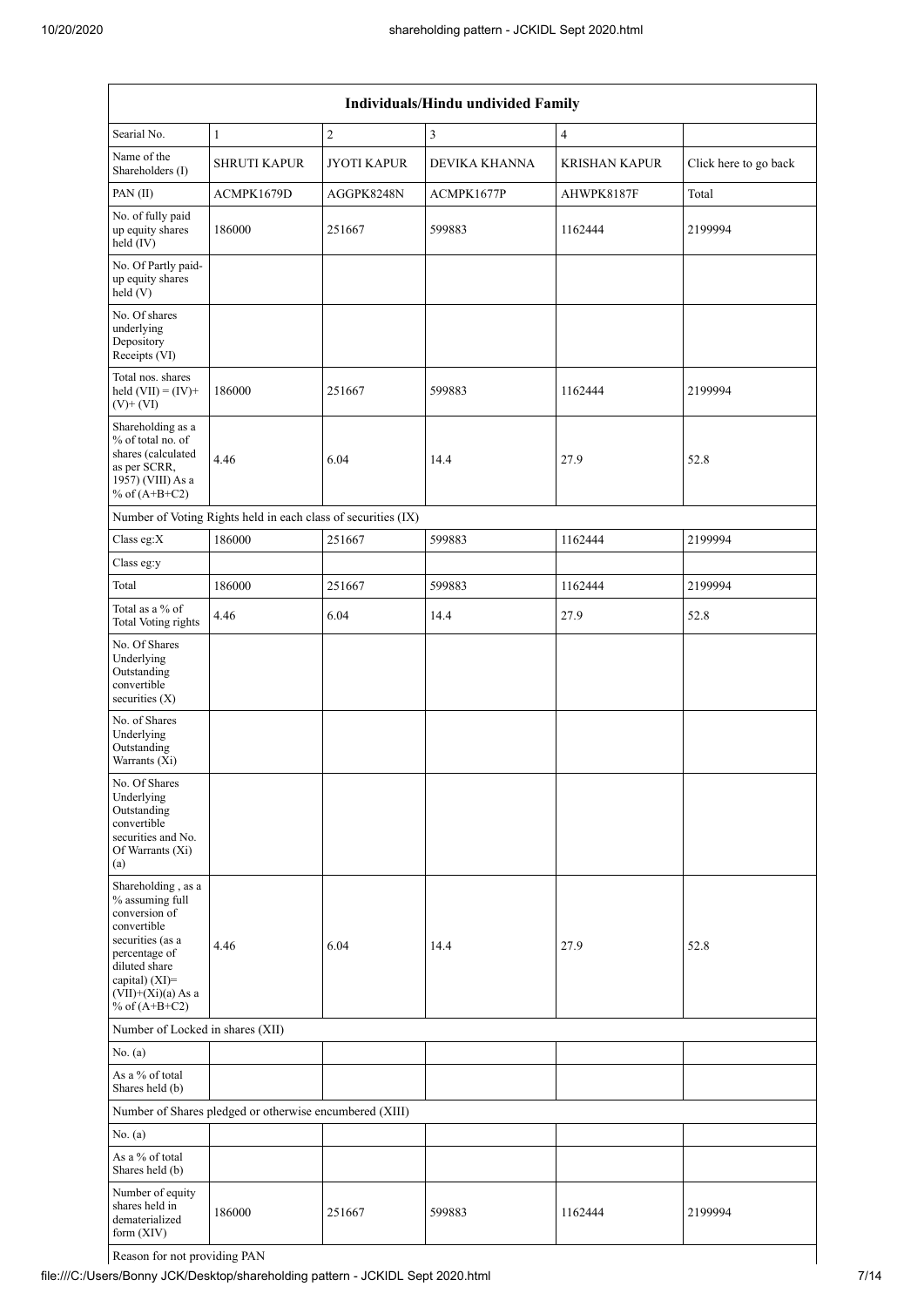| Individuals/Hindu undivided Family | | | | | |
|---|---|---|---|---|---|
| Searial No. | 1 | 2 | 3 | 4 | |
| Name of the Shareholders (I) | SHRUTI KAPUR | JYOTI KAPUR | DEVIKA KHANNA | KRISHAN KAPUR | Click here to go back |
| PAN (II) | ACMPK1679D | AGGPK8248N | ACMPK1677P | AHWPK8187F | Total |
| No. of fully paid up equity shares held (IV) | 186000 | 251667 | 599883 | 1162444 | 2199994 |
| No. Of Partly paid-up equity shares held (V) | | | | | |
| No. Of shares underlying Depository Receipts (VI) | | | | | |
| Total nos. shares held (VII) = (IV)+ (V)+ (VI) | 186000 | 251667 | 599883 | 1162444 | 2199994 |
| Shareholding as a % of total no. of shares (calculated as per SCRR, 1957) (VIII) As a % of (A+B+C2) | 4.46 | 6.04 | 14.4 | 27.9 | 52.8 |
| Number of Voting Rights held in each class of securities (IX) | | | | | |
| Class eg:X | 186000 | 251667 | 599883 | 1162444 | 2199994 |
| Class eg:y | | | | | |
| Total | 186000 | 251667 | 599883 | 1162444 | 2199994 |
| Total as a % of Total Voting rights | 4.46 | 6.04 | 14.4 | 27.9 | 52.8 |
| No. Of Shares Underlying Outstanding convertible securities (X) | | | | | |
| No. of Shares Underlying Outstanding Warrants (Xi) | | | | | |
| No. Of Shares Underlying Outstanding convertible securities and No. Of Warrants (Xi) (a) | | | | | |
| Shareholding , as a % assuming full conversion of convertible securities (as a percentage of diluted share capital) (XI)= (VII)+(Xi)(a) As a % of (A+B+C2) | 4.46 | 6.04 | 14.4 | 27.9 | 52.8 |
| Number of Locked in shares (XII) | | | | | |
| No. (a) | | | | | |
| As a % of total Shares held (b) | | | | | |
| Number of Shares pledged or otherwise encumbered (XIII) | | | | | |
| No. (a) | | | | | |
| As a % of total Shares held (b) | | | | | |
| Number of equity shares held in dematerialized form (XIV) | 186000 | 251667 | 599883 | 1162444 | 2199994 |
| Reason for not providing PAN | | | | | |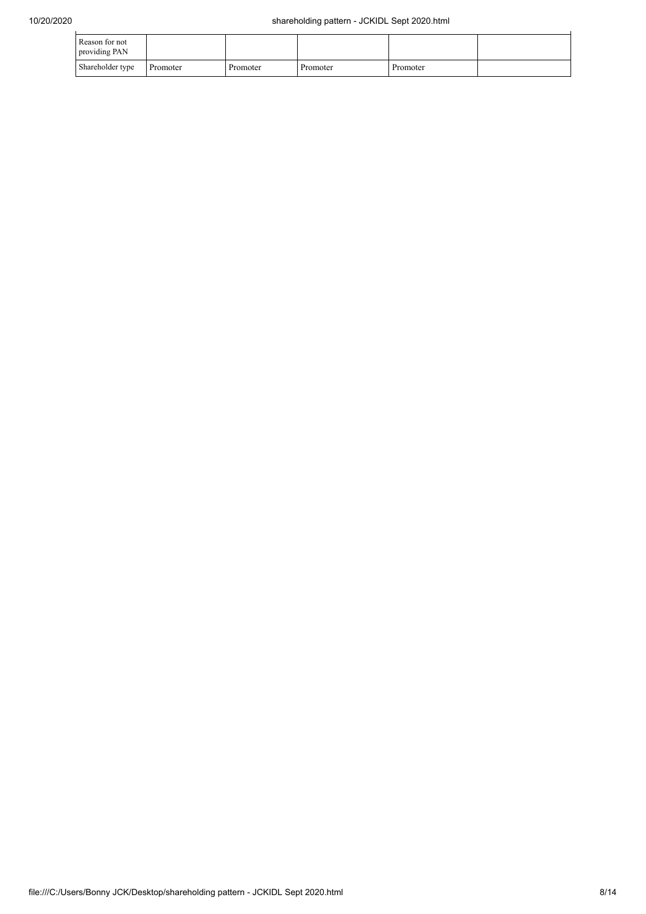| Reason for not providing PAN | | | | | |
|---|---|---|---|---|---|
| Shareholder type | Promoter | Promoter | Promoter | Promoter | |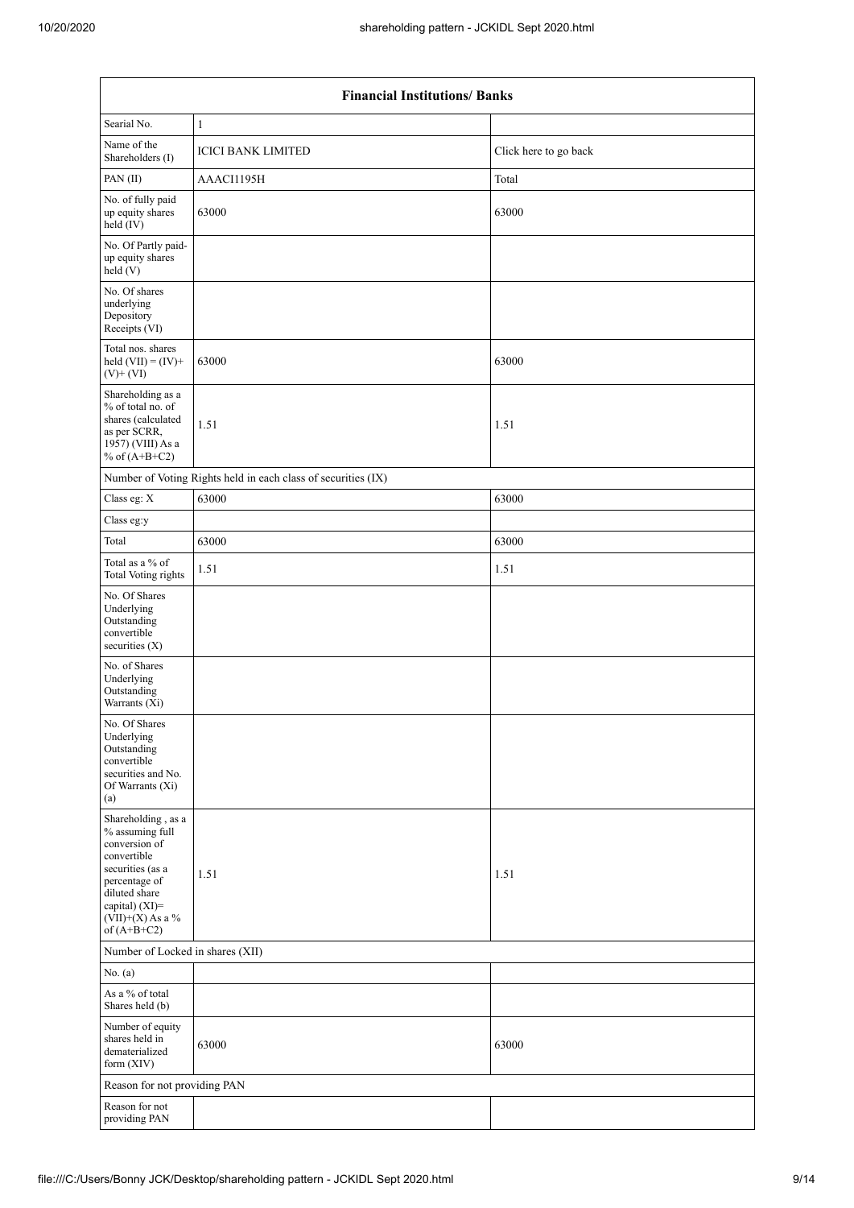| Financial Institutions/ Banks | | |
|---|---|---|
| Searial No. | 1 | |
| Name of the Shareholders (I) | ICICI BANK LIMITED | Click here to go back |
| PAN (II) | AAACI1195H | Total |
| No. of fully paid up equity shares held (IV) | 63000 | 63000 |
| No. Of Partly paid-up equity shares held (V) | | |
| No. Of shares underlying Depository Receipts (VI) | | |
| Total nos. shares held (VII) = (IV)+ (V)+ (VI) | 63000 | 63000 |
| Shareholding as a % of total no. of shares (calculated as per SCRR, 1957) (VIII) As a % of (A+B+C2) | 1.51 | 1.51 |
| Number of Voting Rights held in each class of securities (IX) | | |
| Class eg: X | 63000 | 63000 |
| Class eg:y | | |
| Total | 63000 | 63000 |
| Total as a % of Total Voting rights | 1.51 | 1.51 |
| No. Of Shares Underlying Outstanding convertible securities (X) | | |
| No. of Shares Underlying Outstanding Warrants (Xi) | | |
| No. Of Shares Underlying Outstanding convertible securities and No. Of Warrants (Xi) (a) | | |
| Shareholding , as a % assuming full conversion of convertible securities (as a percentage of diluted share capital) (XI)= (VII)+(X) As a % of (A+B+C2) | 1.51 | 1.51 |
| Number of Locked in shares (XII) | | |
| No. (a) | | |
| As a % of total Shares held (b) | | |
| Number of equity shares held in dematerialized form (XIV) | 63000 | 63000 |
| Reason for not providing PAN | | |
| Reason for not providing PAN | | |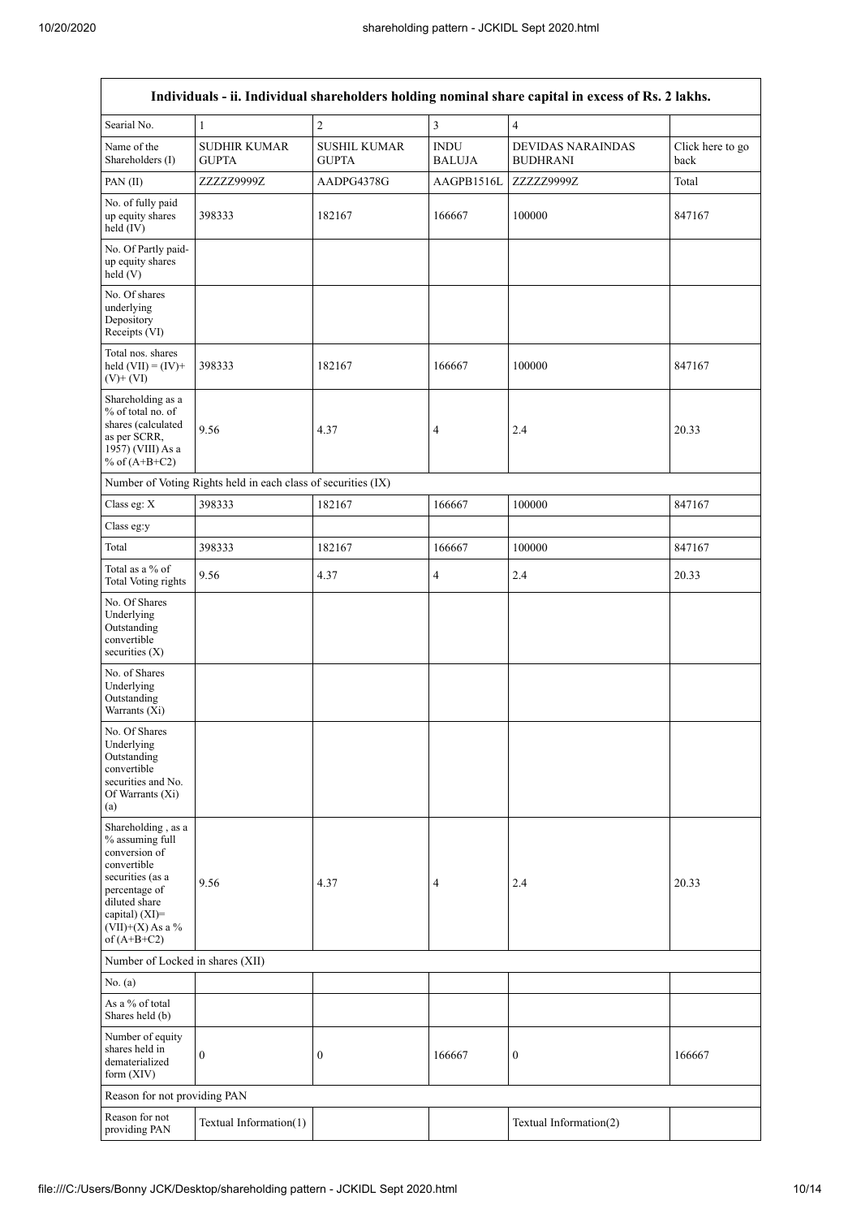| Individuals - ii. Individual shareholders holding nominal share capital in excess of Rs. 2 lakhs. | | | | | |
|---|---|---|---|---|---|
| Searial No. | 1 | 2 | 3 | 4 | |
| Name of the Shareholders (I) | SUDHIR KUMAR GUPTA | SUSHIL KUMAR GUPTA | INDU BALUJA | DEVIDAS NARAINDAS BUDHRANI | Click here to go back |
| PAN (II) | ZZZZZ9999Z | AADPG4378G | AAGPB1516L | ZZZZZ9999Z | Total |
| No. of fully paid up equity shares held (IV) | 398333 | 182167 | 166667 | 100000 | 847167 |
| No. Of Partly paid-up equity shares held (V) | | | | | |
| No. Of shares underlying Depository Receipts (VI) | | | | | |
| Total nos. shares held (VII) = (IV)+ (V)+ (VI) | 398333 | 182167 | 166667 | 100000 | 847167 |
| Shareholding as a % of total no. of shares (calculated as per SCRR, 1957) (VIII) As a % of (A+B+C2) | 9.56 | 4.37 | 4 | 2.4 | 20.33 |
| Number of Voting Rights held in each class of securities (IX) | | | | | |
| Class eg: X | 398333 | 182167 | 166667 | 100000 | 847167 |
| Class eg:y | | | | | |
| Total | 398333 | 182167 | 166667 | 100000 | 847167 |
| Total as a % of Total Voting rights | 9.56 | 4.37 | 4 | 2.4 | 20.33 |
| No. Of Shares Underlying Outstanding convertible securities (X) | | | | | |
| No. of Shares Underlying Outstanding Warrants (Xi) | | | | | |
| No. Of Shares Underlying Outstanding convertible securities and No. Of Warrants (Xi) (a) | | | | | |
| Shareholding , as a % assuming full conversion of convertible securities (as a percentage of diluted share capital) (XI)= (VII)+(X) As a % of (A+B+C2) | 9.56 | 4.37 | 4 | 2.4 | 20.33 |
| Number of Locked in shares (XII) | | | | | |
| No. (a) | | | | | |
| As a % of total Shares held (b) | | | | | |
| Number of equity shares held in dematerialized form (XIV) | 0 | 0 | 166667 | 0 | 166667 |
| Reason for not providing PAN | | | | | |
| Reason for not providing PAN | Textual Information(1) | | | Textual Information(2) | |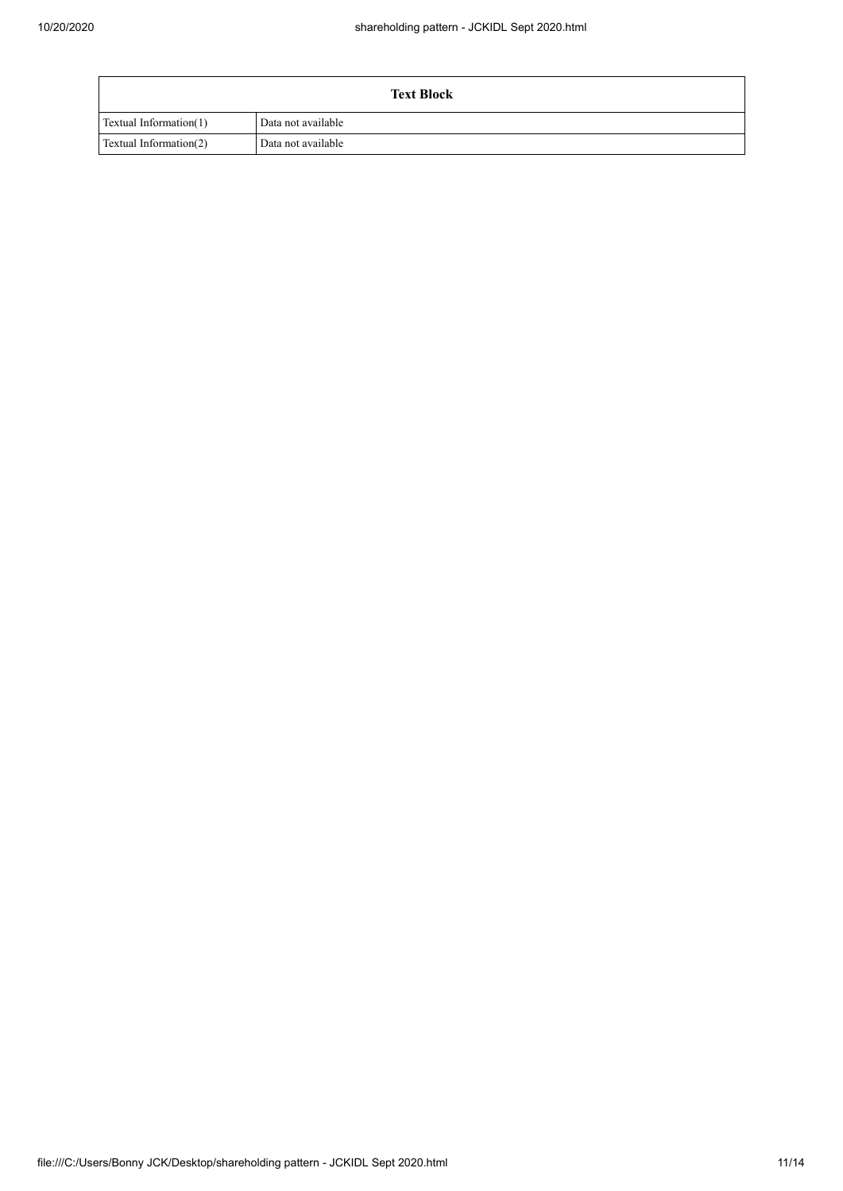| Text Block | |
|---|---|
| Textual Information(1) | Data not available |
| Textual Information(2) | Data not available |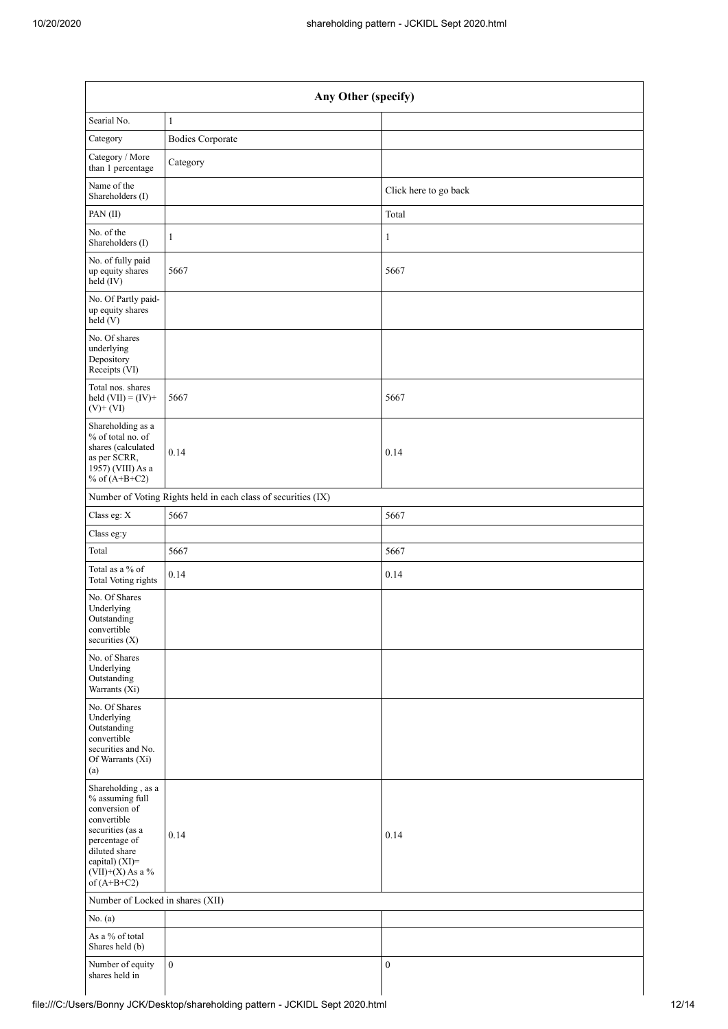| Any Other (specify) | | |
|---|---|---|
| Searial No. | 1 | |
| Category | Bodies Corporate | |
| Category / More than 1 percentage | Category | |
| Name of the Shareholders (I) | | Click here to go back |
| PAN (II) | | Total |
| No. of the Shareholders (I) | 1 | 1 |
| No. of fully paid up equity shares held (IV) | 5667 | 5667 |
| No. Of Partly paid-up equity shares held (V) | | |
| No. Of shares underlying Depository Receipts (VI) | | |
| Total nos. shares held (VII) = (IV)+ (V)+ (VI) | 5667 | 5667 |
| Shareholding as a % of total no. of shares (calculated as per SCRR, 1957) (VIII) As a % of (A+B+C2) | 0.14 | 0.14 |
| Number of Voting Rights held in each class of securities (IX) | | |
| Class eg: X | 5667 | 5667 |
| Class eg:y | | |
| Total | 5667 | 5667 |
| Total as a % of Total Voting rights | 0.14 | 0.14 |
| No. Of Shares Underlying Outstanding convertible securities (X) | | |
| No. of Shares Underlying Outstanding Warrants (Xi) | | |
| No. Of Shares Underlying Outstanding convertible securities and No. Of Warrants (Xi) (a) | | |
| Shareholding , as a % assuming full conversion of convertible securities (as a percentage of diluted share capital) (XI)= (VII)+(X) As a % of (A+B+C2) | 0.14 | 0.14 |
| Number of Locked in shares (XII) | | |
| No. (a) | | |
| As a % of total Shares held (b) | | |
| Number of equity shares held in | 0 | 0 |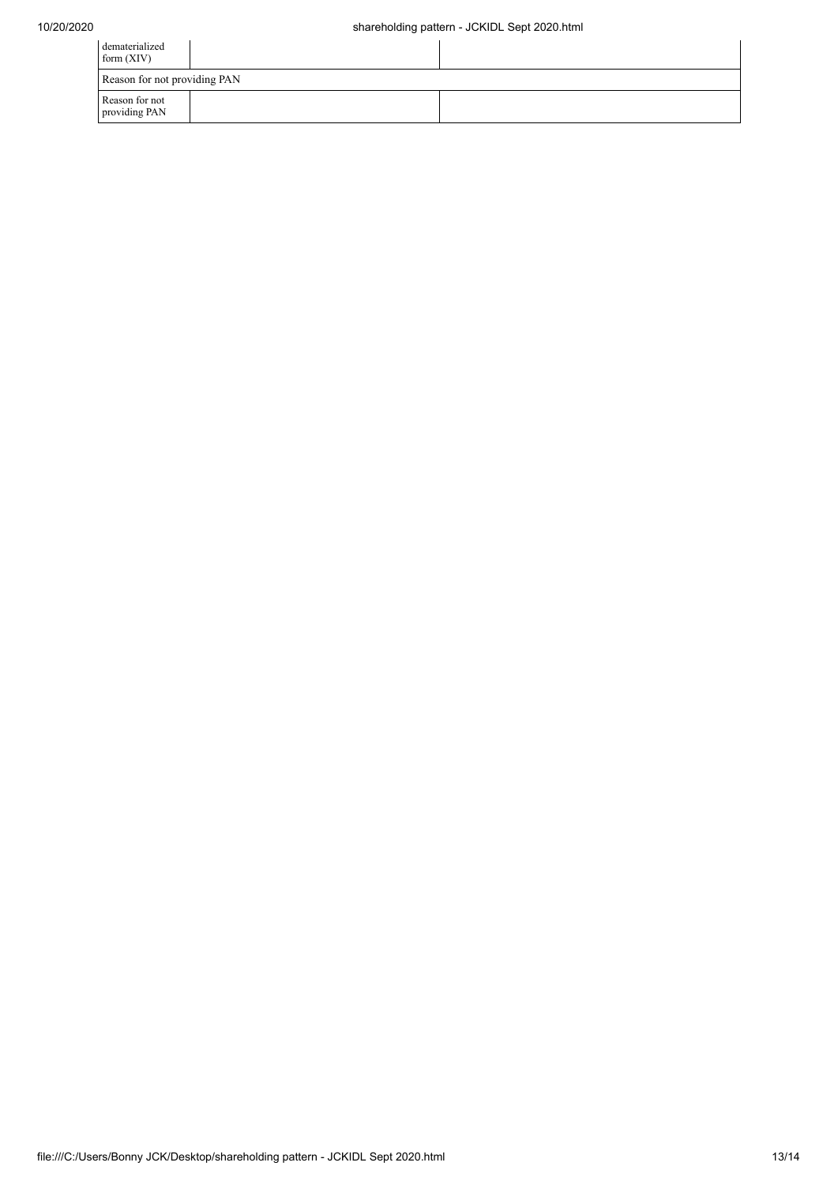| dematerialized form (XIV) | | |
| --- | --- | --- |
| Reason for not providing PAN | | |
| Reason for not providing PAN | | |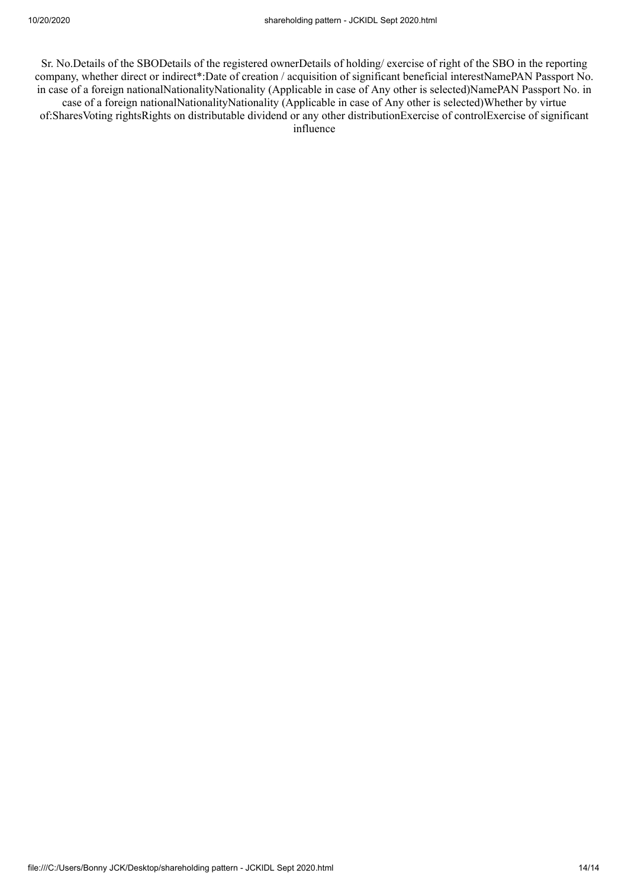Sr. No.Details of the SBODetails of the registered ownerDetails of holding/ exercise of right of the SBO in the reporting company, whether direct or indirect*:Date of creation / acquisition of significant beneficial interestNamePAN Passport No. in case of a foreign nationalNationalityNationality (Applicable in case of Any other is selected)NamePAN Passport No. in case of a foreign nationalNationalityNationality (Applicable in case of Any other is selected)Whether by virtue of:SharesVoting rightsRights on distributable dividend or any other distributionExercise of controlExercise of significant influence